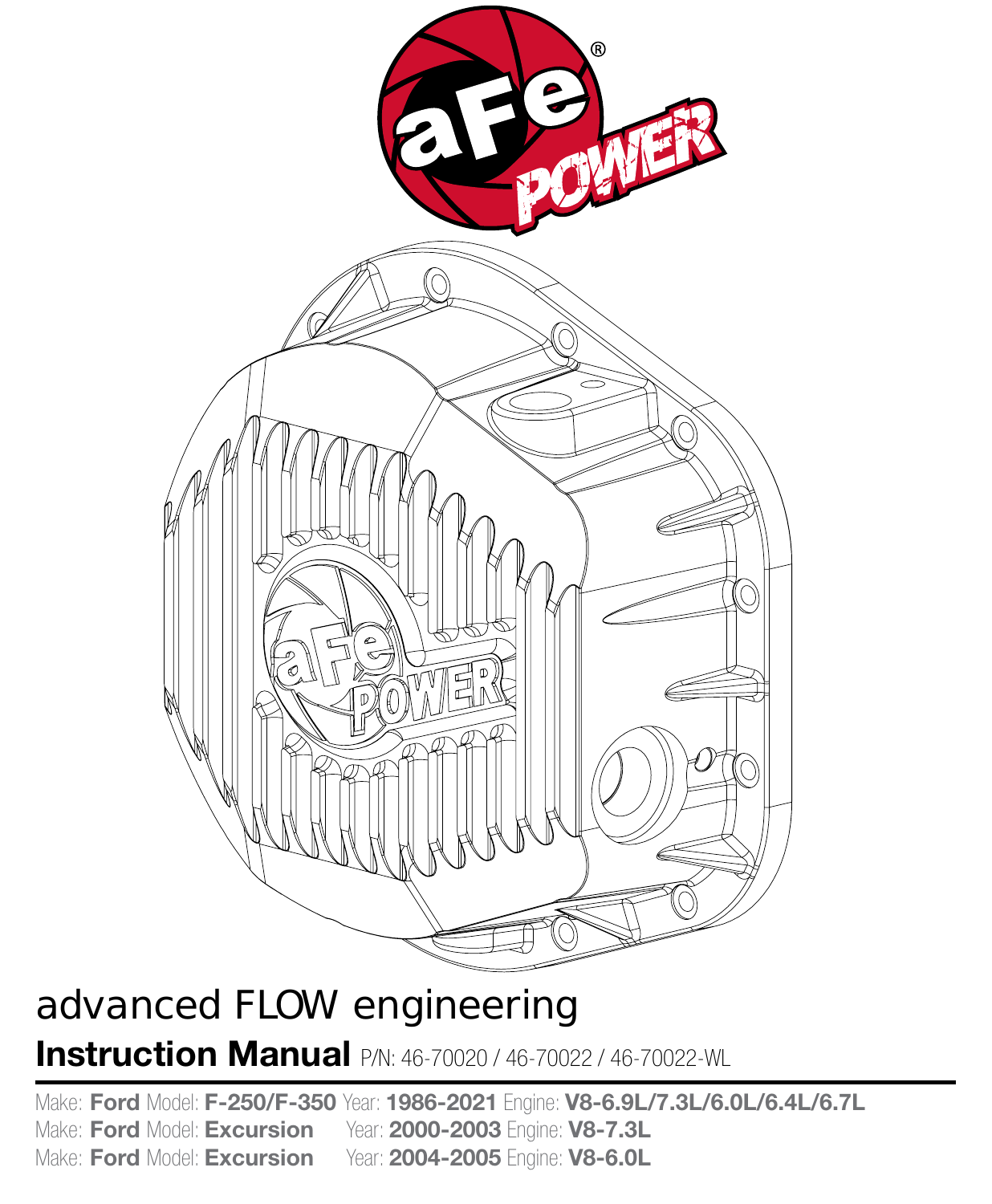advanced FLOW engineering

# Instruction Manual P/N: 46-70020 / 46-70022 / 46-70022-WL

Make: **Ford** Model: **F-250/F-350** Year: **1986-2021** Engine: **V8-6.9L/7.3L/6.0L/6.4L/6.7L**

Make: **Ford** Model: **Excursion** Year: **2000-2003** Engine: **V8-7.3L**

Make: **Ford** Model: **Excursion** Year: **2004-2005** Engine: **V8-6.0L**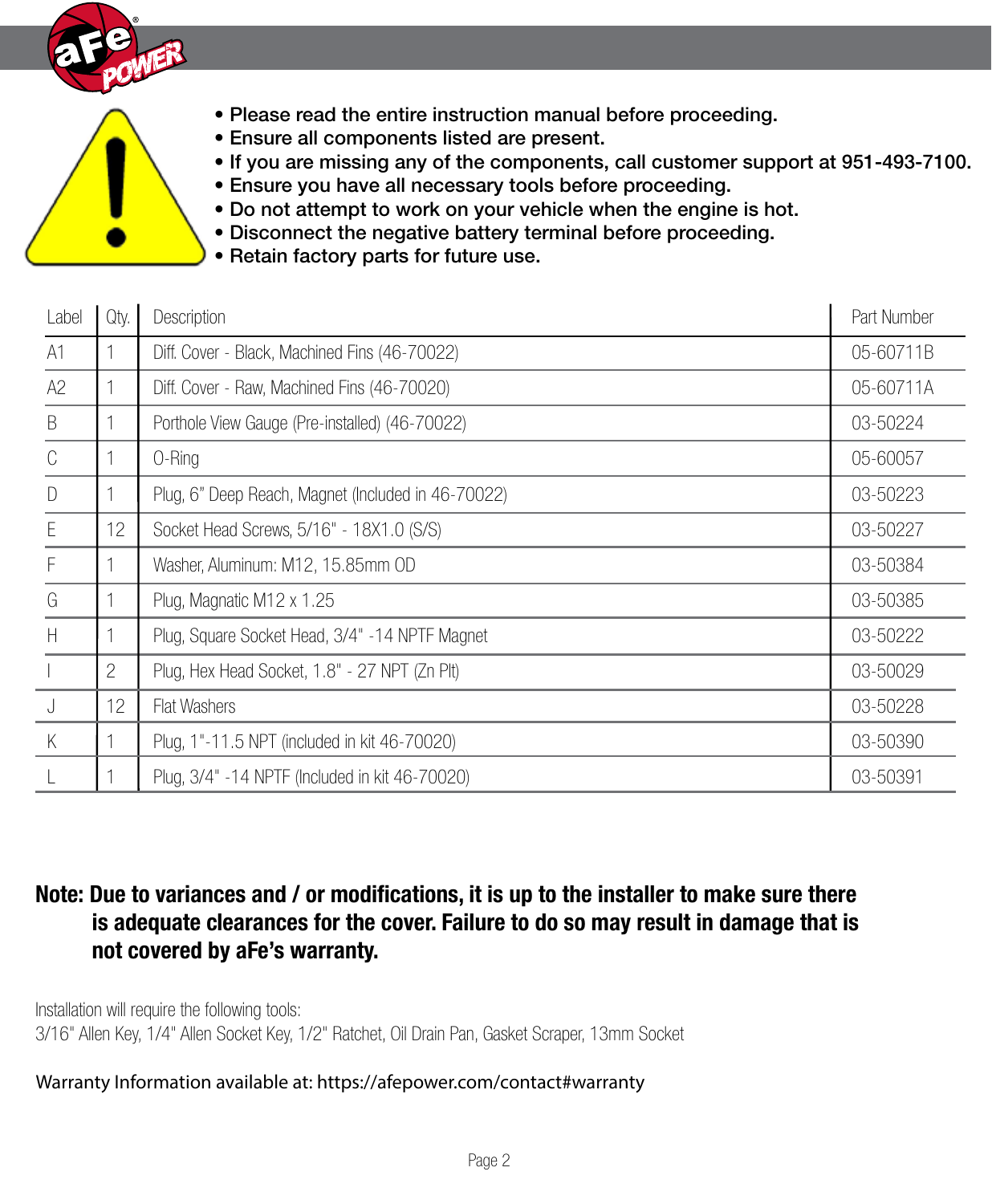- Please read the entire instruction manual before proceeding.
- Ensure all components listed are present.
- If you are missing any of the components, call customer support at 951-493-7100.
- Ensure you have all necessary tools before proceeding.
- Do not attempt to work on your vehicle when the engine is hot.
- Disconnect the negative battery terminal before proceeding.
- Retain factory parts for future use.

| Label | Qty. | Description | Part Number |
|---|---|---|---|
| A1 | 1 | Diff. Cover - Black, Machined Fins (46-70022) | 05-60711B |
| A2 | 1 | Diff. Cover - Raw, Machined Fins (46-70020) | 05-60711A |
| B | 1 | Porthole View Gauge (Pre-installed) (46-70022) | 03-50224 |
| C | 1 | O-Ring | 05-60057 |
| D | 1 | Plug, 6" Deep Reach, Magnet (Included in 46-70022) | 03-50223 |
| E | 12 | Socket Head Screws, 5/16" - 18X1.0 (S/S) | 03-50227 |
| F | 1 | Washer, Aluminum: M12, 15.85mm OD | 03-50384 |
| G | 1 | Plug, Magnatic M12 x 1.25 | 03-50385 |
| H | 1 | Plug, Square Socket Head, 3/4" -14 NPTF Magnet | 03-50222 |
| I | 2 | Plug, Hex Head Socket, 1.8" - 27 NPT (Zn Plt) | 03-50029 |
| J | 12 | Flat Washers | 03-50228 |
| K | 1 | Plug, 1"-11.5 NPT (included in kit 46-70020) | 03-50390 |
| L | 1 | Plug, 3/4" -14 NPTF (Included in kit 46-70020) | 03-50391 |

**Note: Due to variances and / or modifications, it is up to the installer to make sure there is adequate clearances for the cover. Failure to do so may result in damage that is not covered by aFe's warranty.**

Installation will require the following tools:
3/16" Allen Key, 1/4" Allen Socket Key, 1/2" Ratchet, Oil Drain Pan, Gasket Scraper, 13mm Socket

Warranty Information available at: https://afepower.com/contact#warranty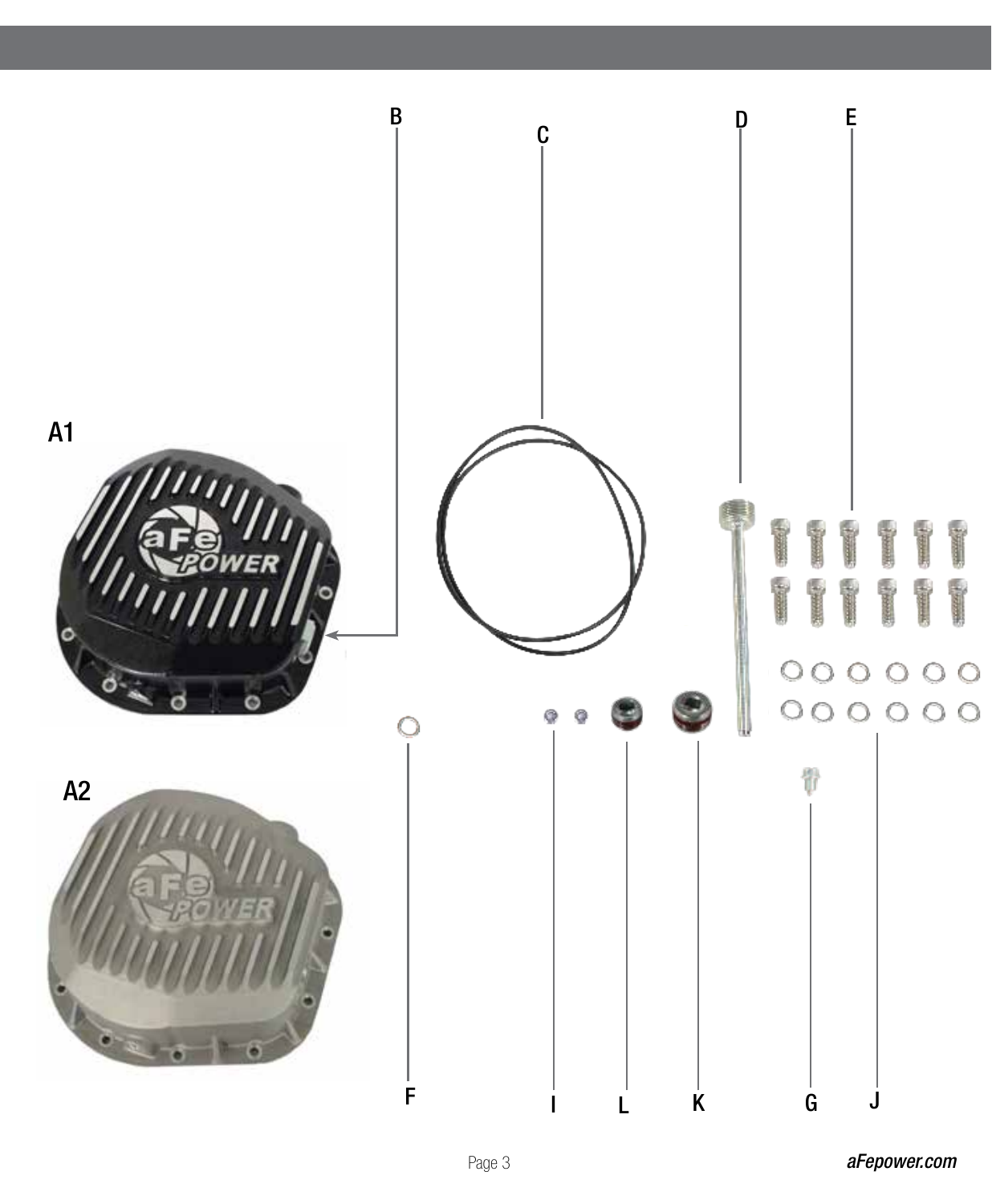A1

A2

B

C

D

E

F

I

L

K

G

J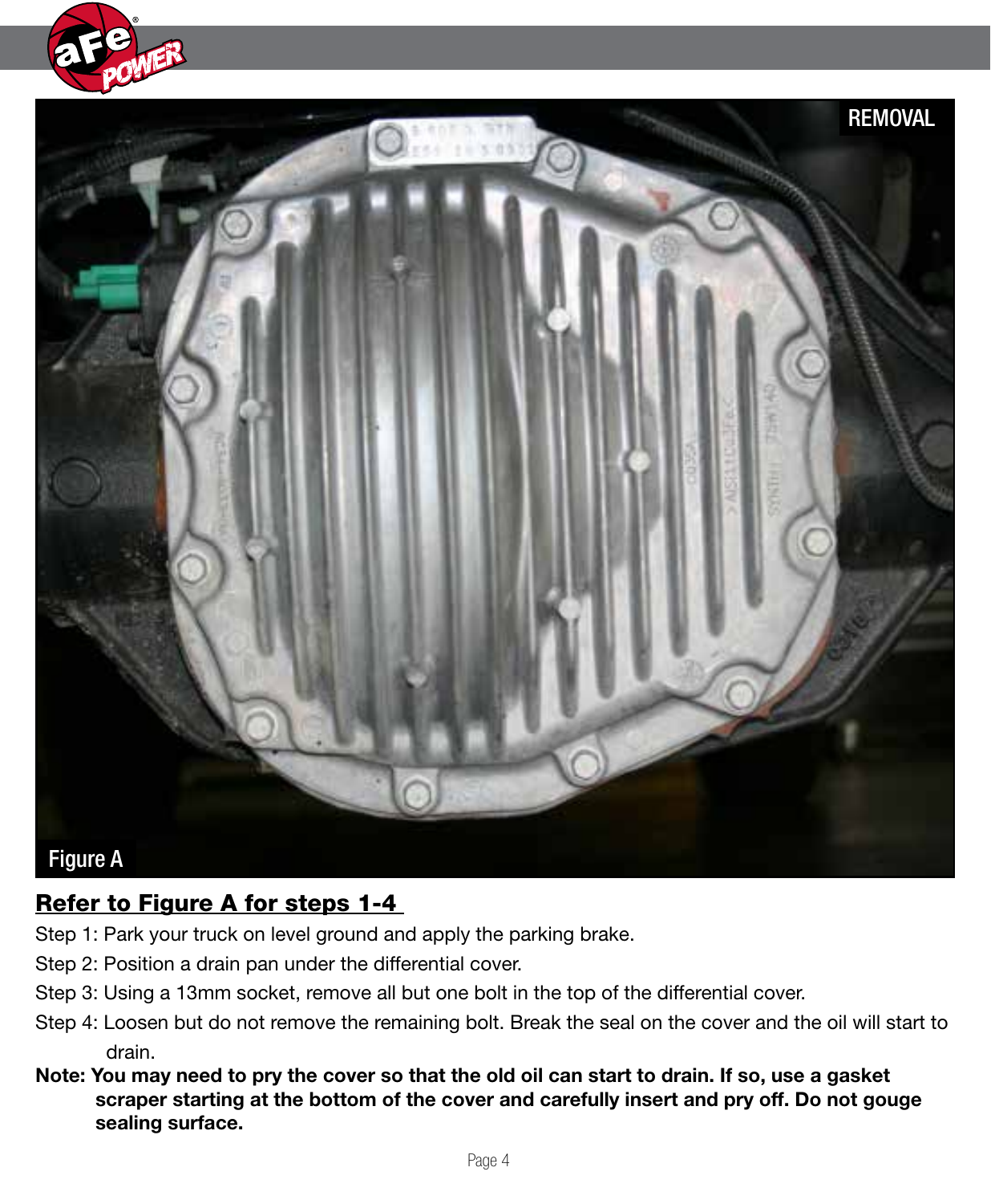REMOVAL

Figure A

**Refer to Figure A for steps 1-4**

Step 1: Park your truck on level ground and apply the parking brake.

Step 2: Position a drain pan under the differential cover.

Step 3: Using a 13mm socket, remove all but one bolt in the top of the differential cover.

Step 4: Loosen but do not remove the remaining bolt. Break the seal on the cover and the oil will start to drain.

**Note: You may need to pry the cover so that the old oil can start to drain. If so, use a gasket scraper starting at the bottom of the cover and carefully insert and pry off. Do not gouge sealing surface.**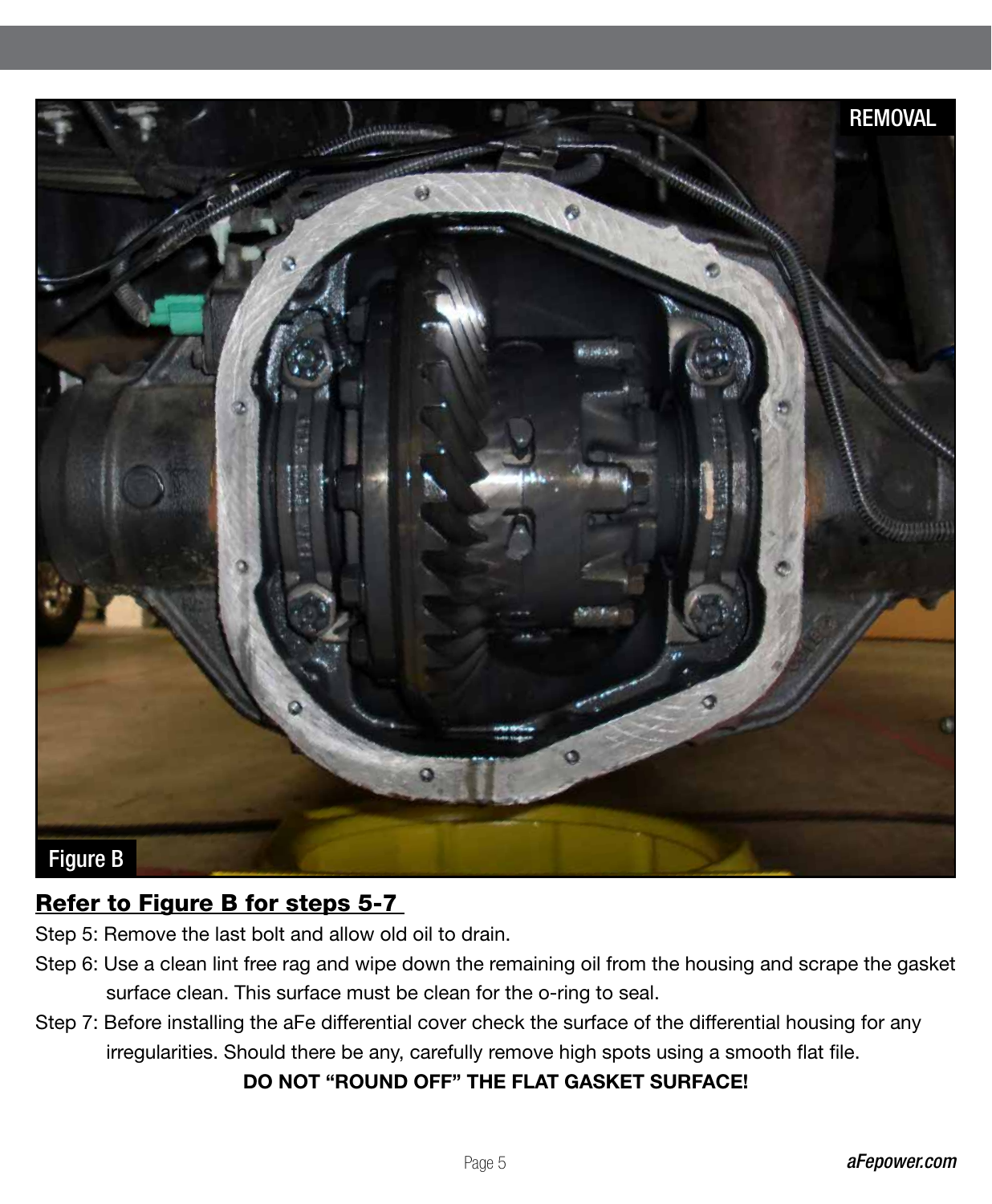REMOVAL

Figure B

**Refer to Figure B for steps 5-7**

Step 5: Remove the last bolt and allow old oil to drain.

Step 6: Use a clean lint free rag and wipe down the remaining oil from the housing and scrape the gasket surface clean. This surface must be clean for the o-ring to seal.

Step 7: Before installing the aFe differential cover check the surface of the differential housing for any irregularities. Should there be any, carefully remove high spots using a smooth flat file.

**DO NOT "ROUND OFF" THE FLAT GASKET SURFACE!**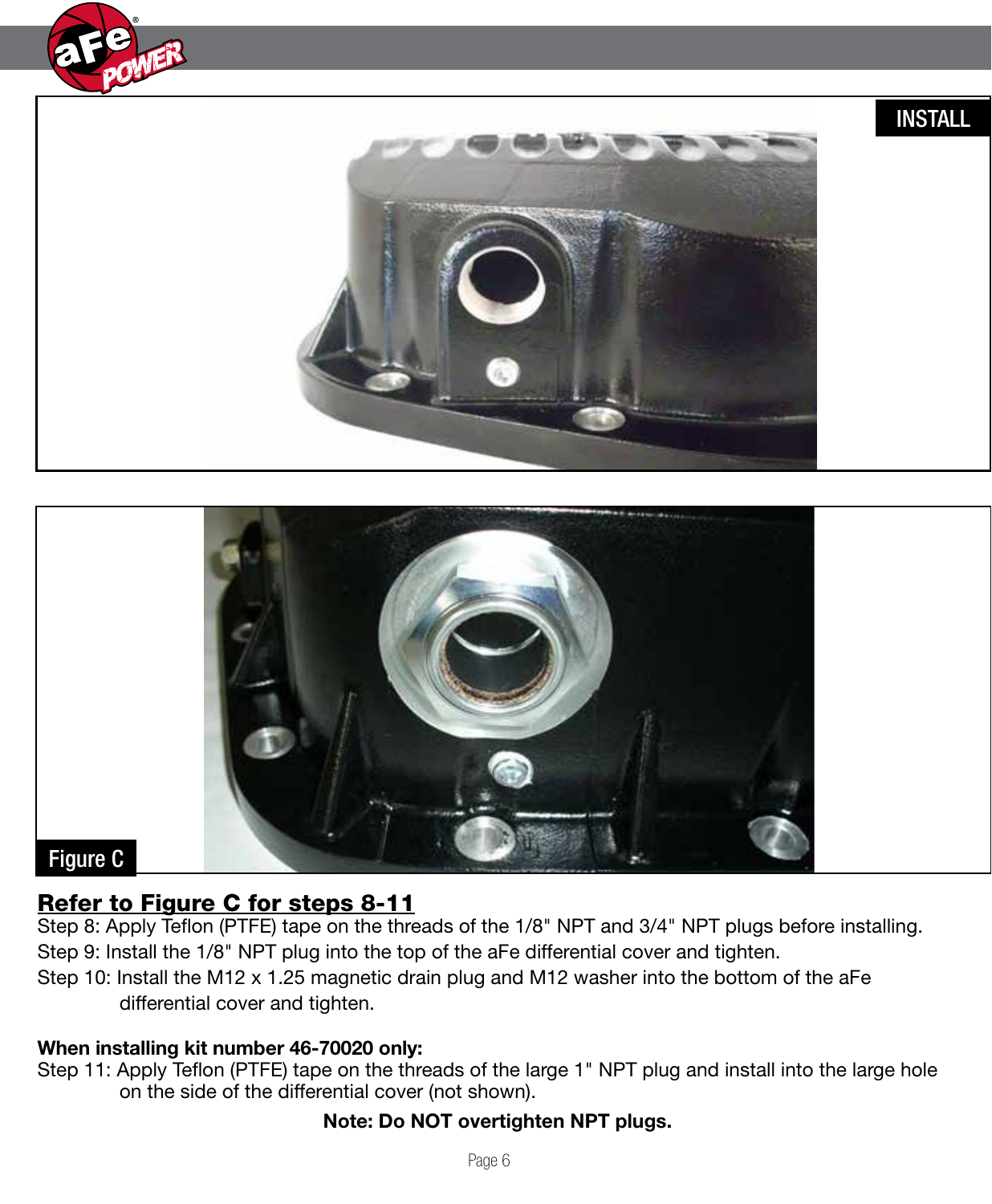INSTALL

Figure C

## Refer to Figure C for steps 8-11

Step 8: Apply Teflon (PTFE) tape on the threads of the 1/8" NPT and 3/4" NPT plugs before installing.

Step 9: Install the 1/8" NPT plug into the top of the aFe differential cover and tighten.

Step 10: Install the M12 x 1.25 magnetic drain plug and M12 washer into the bottom of the aFe differential cover and tighten.

**When installing kit number 46-70020 only:**

Step 11: Apply Teflon (PTFE) tape on the threads of the large 1" NPT plug and install into the large hole on the side of the differential cover (not shown).

**Note: Do NOT overtighten NPT plugs.**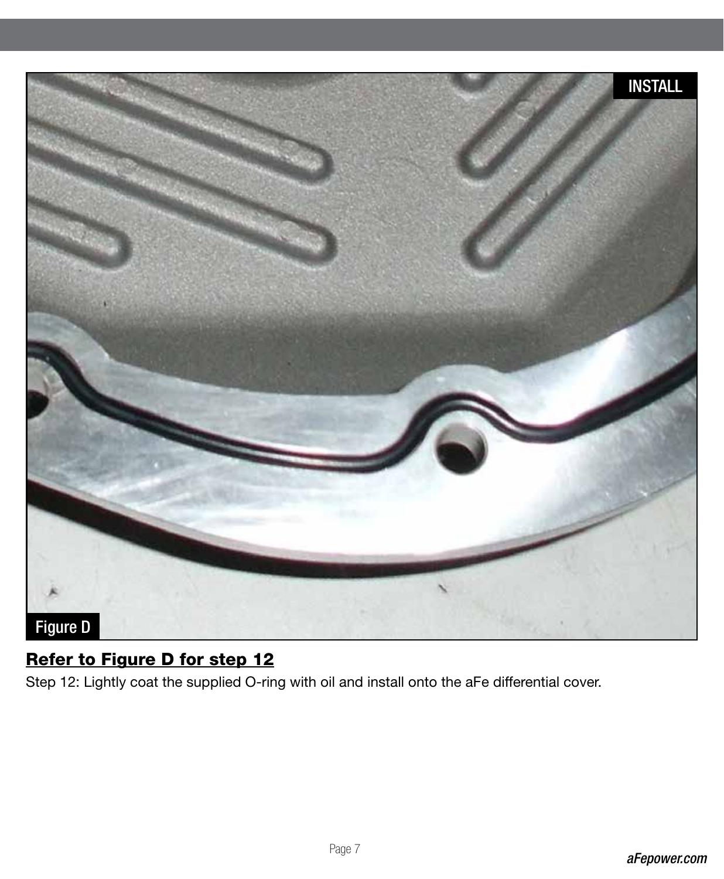**Refer to Figure D for step 12**

Step 12: Lightly coat the supplied O-ring with oil and install onto the aFe differential cover.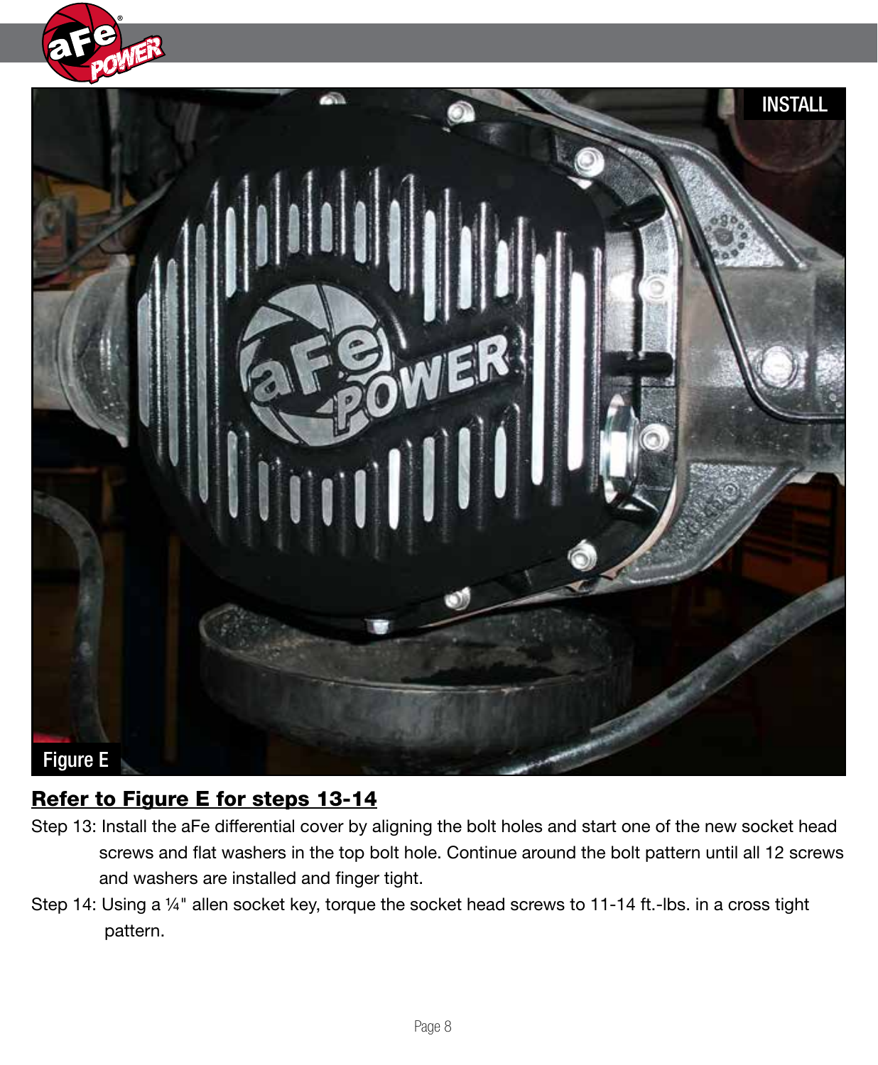Figure E

**Refer to Figure E for steps 13-14**

Step 13: Install the aFe differential cover by aligning the bolt holes and start one of the new socket head screws and flat washers in the top bolt hole. Continue around the bolt pattern until all 12 screws and washers are installed and finger tight.

Step 14: Using a ¼" allen socket key, torque the socket head screws to 11-14 ft.-lbs. in a cross tight pattern.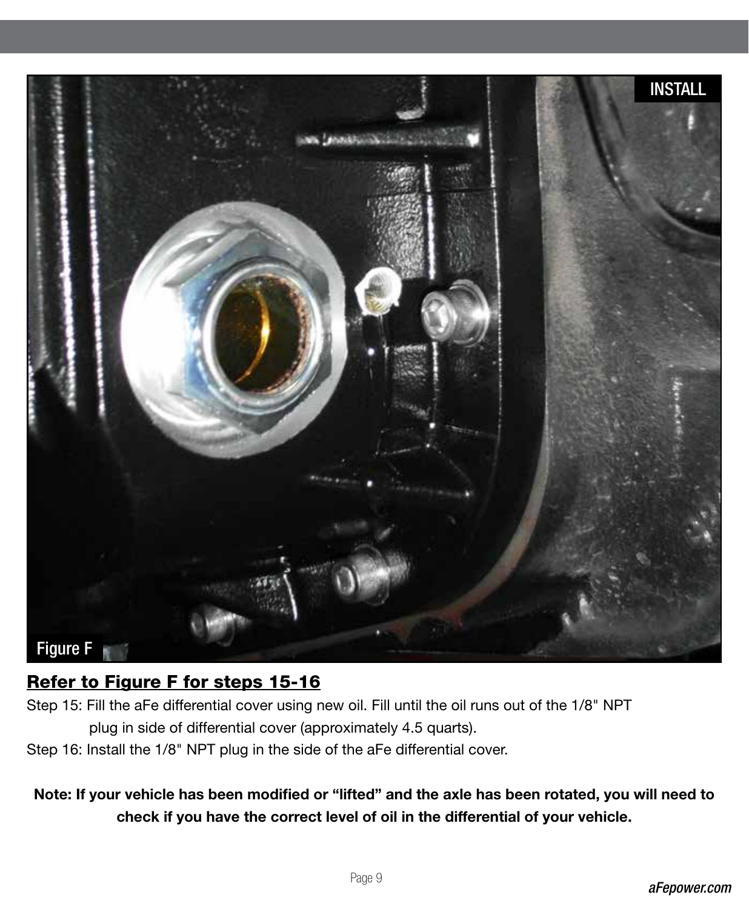INSTALL

Figure F

**Refer to Figure F for steps 15-16**

Step 15: Fill the aFe differential cover using new oil. Fill until the oil runs out of the 1/8" NPT plug in side of differential cover (approximately 4.5 quarts).

Step 16: Install the 1/8" NPT plug in the side of the aFe differential cover.

**Note: If your vehicle has been modified or “lifted” and the axle has been rotated, you will need to check if you have the correct level of oil in the differential of your vehicle.**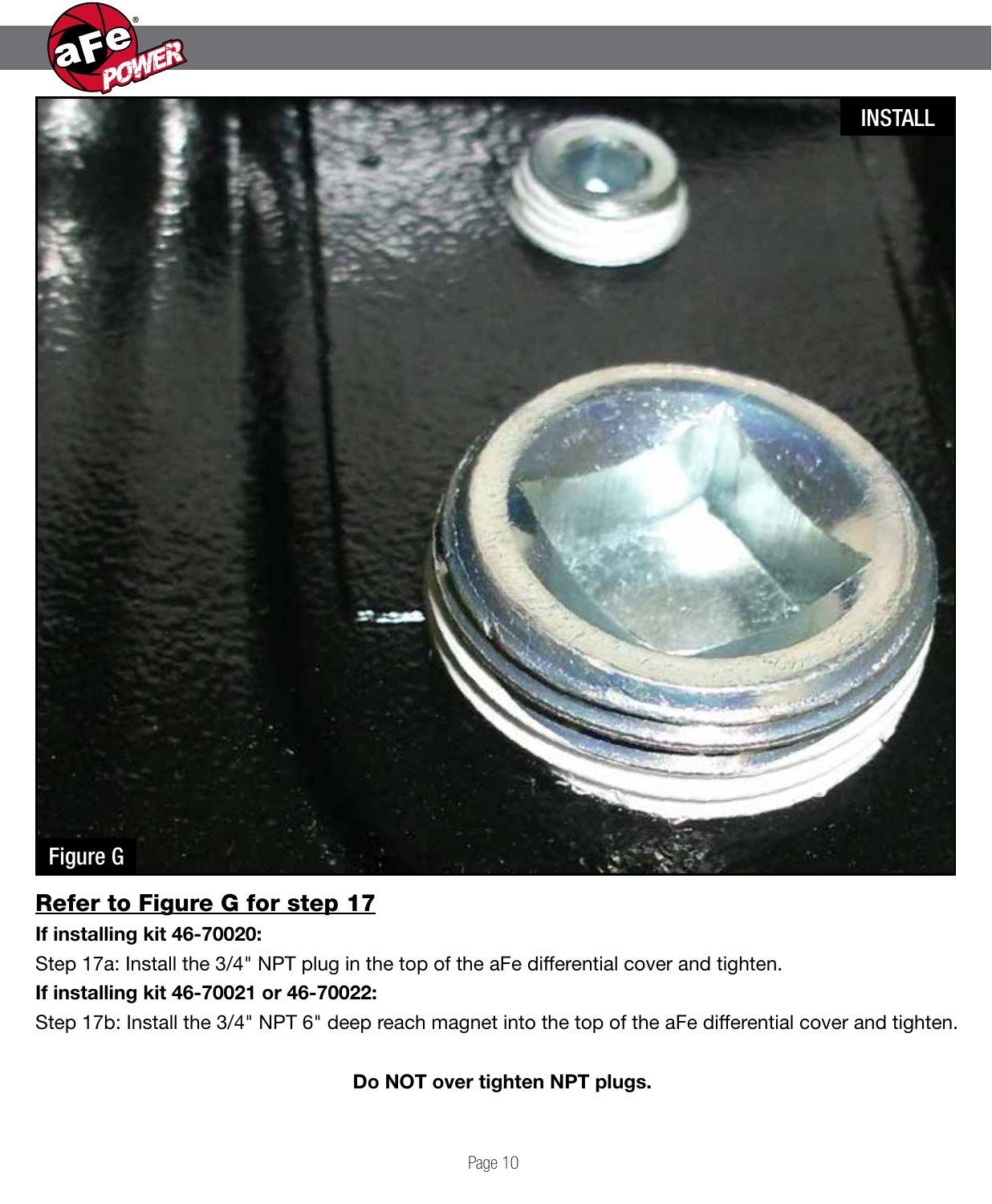INSTALL

Figure G

## Refer to Figure G for step 17

**If installing kit 46-70020:**

Step 17a: Install the 3/4" NPT plug in the top of the aFe differential cover and tighten.

**If installing kit 46-70021 or 46-70022:**

Step 17b: Install the 3/4" NPT 6" deep reach magnet into the top of the aFe differential cover and tighten.

**Do NOT over tighten NPT plugs.**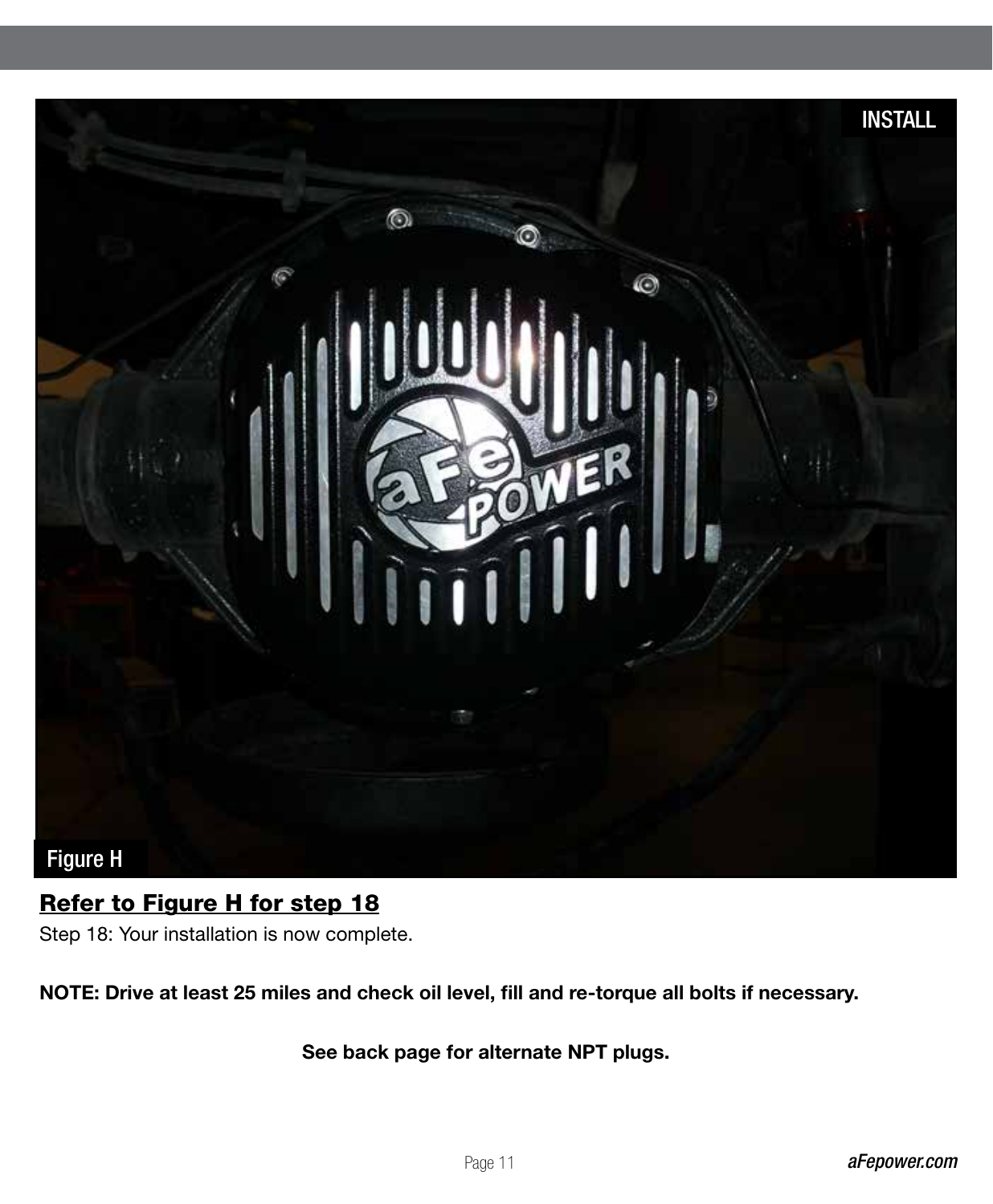Figure H

**Refer to Figure H for step 18**

Step 18: Your installation is now complete.

**NOTE: Drive at least 25 miles and check oil level, fill and re-torque all bolts if necessary.**

**See back page for alternate NPT plugs.**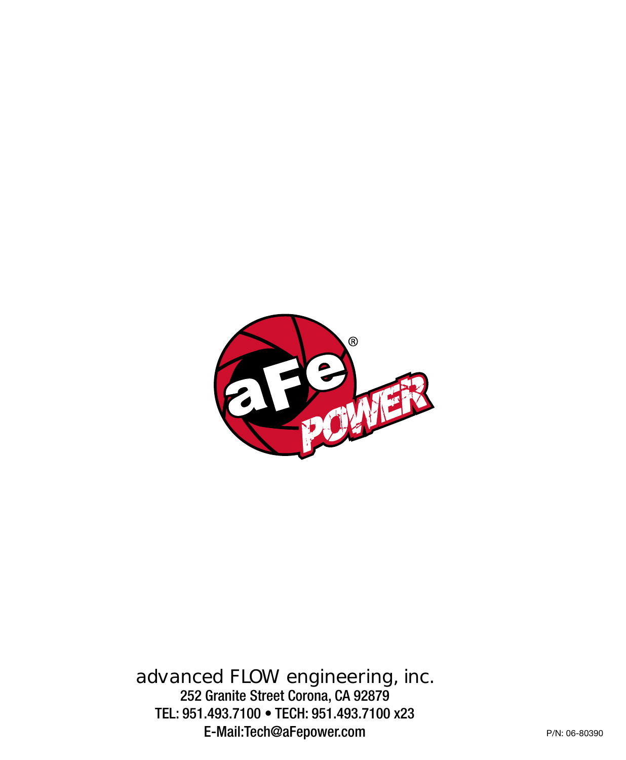advanced FLOW engineering, inc.

252 Granite Street Corona, CA 92879

TEL: 951.493.7100 • TECH: 951.493.7100 x23

E-Mail:Tech@aFepower.com

P/N: 06-80390